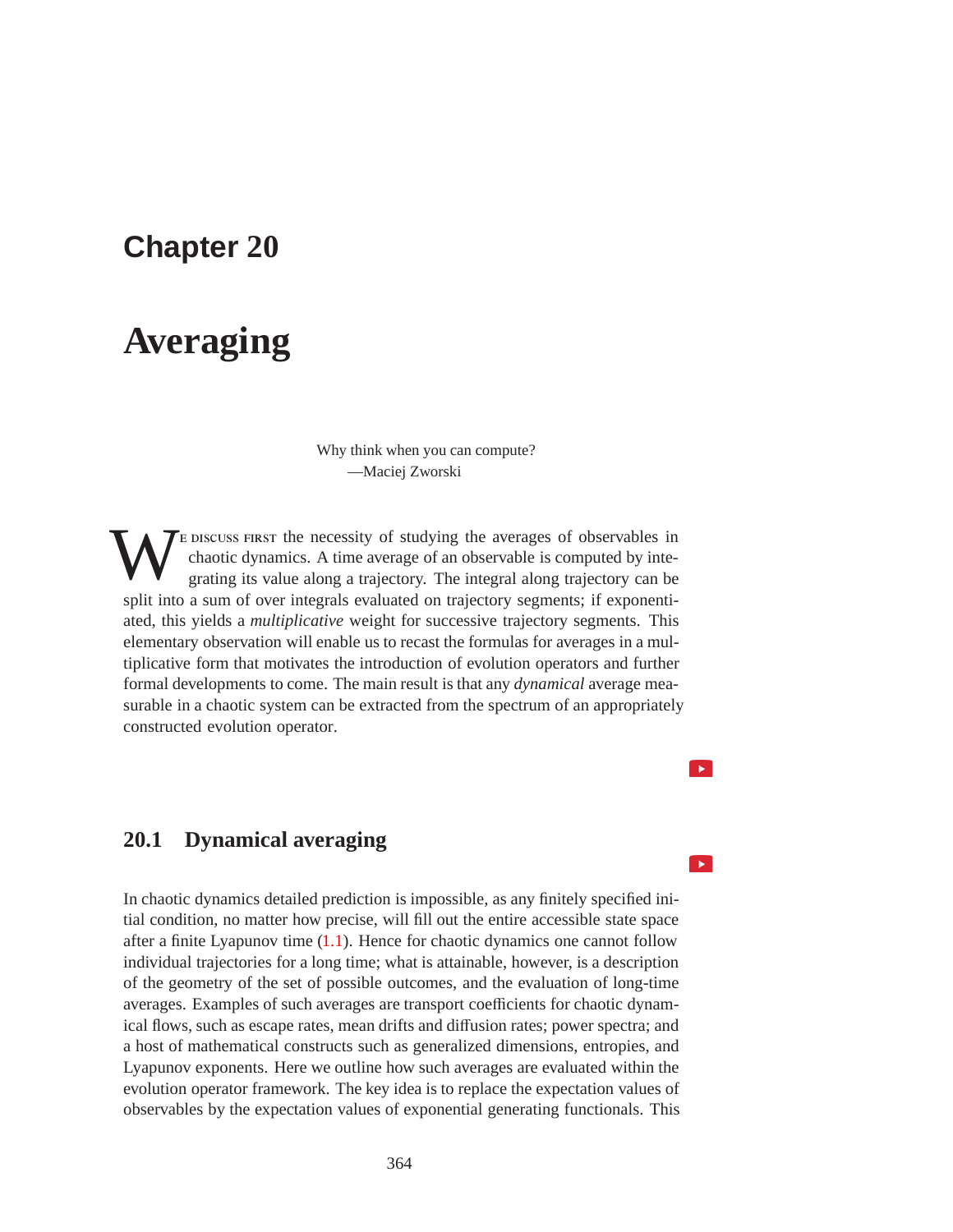# Chapter 20

# Averaging

> Why think when you can compute?
> —Maciej Zworski

We discuss first the necessity of studying the averages of observables in chaotic dynamics. A time average of an observable is computed by integrating its value along a trajectory. The integral along trajectory can be split into a sum of over integrals evaluated on trajectory segments; if exponentiated, this yields a *multiplicative* weight for successive trajectory segments. This elementary observation will enable us to recast the formulas for averages in a multiplicative form that motivates the introduction of evolution operators and further formal developments to come. The main result is that any *dynamical* average measurable in a chaotic system can be extracted from the spectrum of an appropriately constructed evolution operator.

## 20.1 Dynamical averaging

In chaotic dynamics detailed prediction is impossible, as any finitely specified initial condition, no matter how precise, will fill out the entire accessible state space after a finite Lyapunov time (1.1). Hence for chaotic dynamics one cannot follow individual trajectories for a long time; what is attainable, however, is a description of the geometry of the set of possible outcomes, and the evaluation of long-time averages. Examples of such averages are transport coefficients for chaotic dynamical flows, such as escape rates, mean drifts and diffusion rates; power spectra; and a host of mathematical constructs such as generalized dimensions, entropies, and Lyapunov exponents. Here we outline how such averages are evaluated within the evolution operator framework. The key idea is to replace the expectation values of observables by the expectation values of exponential generating functionals. This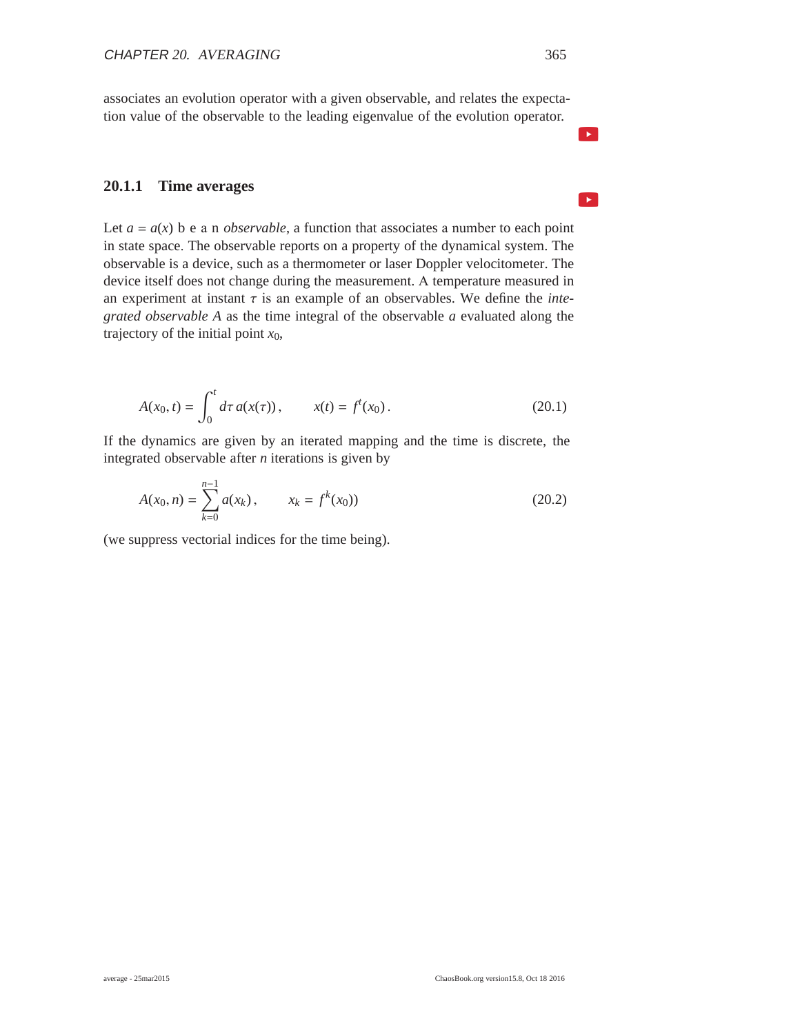associates an evolution operator with a given observable, and relates the expectation value of the observable to the leading eigenvalue of the evolution operator.

### 20.1.1 Time averages

Let $a = a(x)$ be an *observable*, a function that associates a number to each point in state space. The observable reports on a property of the dynamical system. The observable is a device, such as a thermometer or laser Doppler velocitometer. The device itself does not change during the measurement. A temperature measured in an experiment at instant $\tau$ is an example of an observables. We define the *integrated observable* $A$ as the time integral of the observable $a$ evaluated along the trajectory of the initial point $x_0$,

$$A(x_0, t) = \int_0^t d\tau\, a(x(\tau)) , \qquad x(t) = f^t(x_0) . \tag{20.1}$$

If the dynamics are given by an iterated mapping and the time is discrete, the integrated observable after $n$ iterations is given by

$$A(x_0, n) = \sum_{k=0}^{n-1} a(x_k) , \qquad x_k = f^k(x_0)) \tag{20.2}$$

(we suppress vectorial indices for the time being).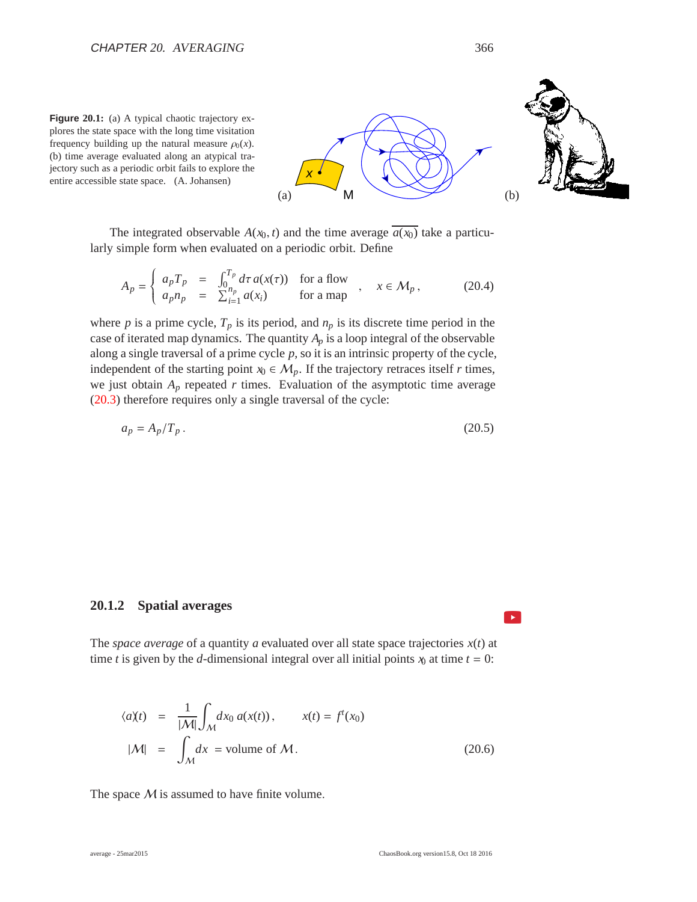**Figure 20.1:** (a) A typical chaotic trajectory explores the state space with the long time visitation frequency building up the natural measure $\rho_0(x)$. (b) time average evaluated along an atypical trajectory such as a periodic orbit fails to explore the entire accessible state space. (A. Johansen)

The integrated observable $A(x_0, t)$ and the time average $\overline{a(x_0)}$ take a particularly simple form when evaluated on a periodic orbit. Define

$$
A_p = \begin{cases} a_p T_p = \int_0^{T_p} d\tau\, a(x(\tau)) & \text{for a flow} \\ a_p n_p = \sum_{i=1}^{n_p} a(x_i) & \text{for a map} \end{cases}, \quad x \in \mathcal{M}_p\,, \tag{20.4}
$$

where $p$ is a prime cycle, $T_p$ is its period, and $n_p$ is its discrete time period in the case of iterated map dynamics. The quantity $A_p$ is a loop integral of the observable along a single traversal of a prime cycle $p$, so it is an intrinsic property of the cycle, independent of the starting point $x_0 \in \mathcal{M}_p$. If the trajectory retraces itself $r$ times, we just obtain $A_p$ repeated $r$ times. Evaluation of the asymptotic time average (20.3) therefore requires only a single traversal of the cycle:

$$
a_p = A_p / T_p\,. \tag{20.5}
$$

### 20.1.2 Spatial averages

The *space average* of a quantity $a$ evaluated over all state space trajectories $x(t)$ at time $t$ is given by the $d$-dimensional integral over all initial points $x_0$ at time $t = 0$:

$$
\begin{aligned}
\langle a \rangle(t) &= \frac{1}{|\mathcal{M}|} \int_{\mathcal{M}} dx_0\, a(x(t))\,, \qquad x(t) = f^t(x_0) \\
|\mathcal{M}| &= \int_{\mathcal{M}} dx = \text{volume of } \mathcal{M}\,.
\end{aligned} \tag{20.6}
$$

The space $\mathcal{M}$ is assumed to have finite volume.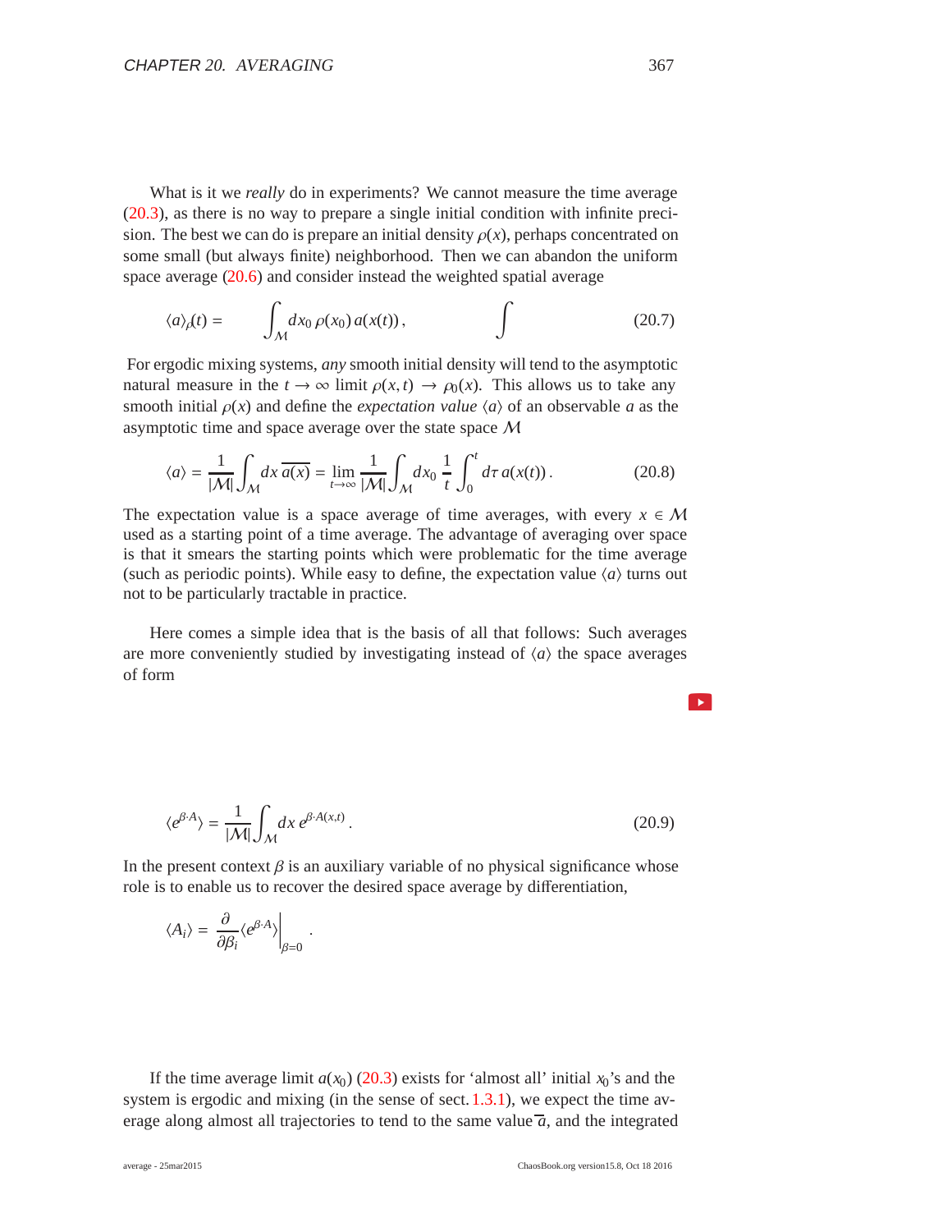What is it we *really* do in experiments? We cannot measure the time average (20.3), as there is no way to prepare a single initial condition with infinite precision. The best we can do is prepare an initial density $\rho(x)$, perhaps concentrated on some small (but always finite) neighborhood. Then we can abandon the uniform space average (20.6) and consider instead the weighted spatial average

$$\langle a \rangle_\rho(t) = \int_{\mathcal{M}} dx_0 \, \rho(x_0) \, a(x(t)) \,, \qquad \int \tag{20.7}$$

For ergodic mixing systems, *any* smooth initial density will tend to the asymptotic natural measure in the $t \to \infty$ limit $\rho(x,t) \to \rho_0(x)$. This allows us to take any smooth initial $\rho(x)$ and define the *expectation value* $\langle a \rangle$ of an observable $a$ as the asymptotic time and space average over the state space $\mathcal{M}$

$$\langle a \rangle = \frac{1}{|\mathcal{M}|} \int_{\mathcal{M}} dx \, \overline{a(x)} = \lim_{t \to \infty} \frac{1}{|\mathcal{M}|} \int_{\mathcal{M}} dx_0 \, \frac{1}{t} \int_0^t d\tau \, a(x(t)) \,. \tag{20.8}$$

The expectation value is a space average of time averages, with every $x \in \mathcal{M}$ used as a starting point of a time average. The advantage of averaging over space is that it smears the starting points which were problematic for the time average (such as periodic points). While easy to define, the expectation value $\langle a \rangle$ turns out not to be particularly tractable in practice.

Here comes a simple idea that is the basis of all that follows: Such averages are more conveniently studied by investigating instead of $\langle a \rangle$ the space averages of form

$$\left\langle e^{\beta \cdot A} \right\rangle = \frac{1}{|\mathcal{M}|} \int_{\mathcal{M}} dx \, e^{\beta \cdot A(x,t)} \,. \tag{20.9}$$

In the present context $\beta$ is an auxiliary variable of no physical significance whose role is to enable us to recover the desired space average by differentiation,

$$\langle A_i \rangle = \left. \frac{\partial}{\partial \beta_i} \left\langle e^{\beta \cdot A} \right\rangle \right|_{\beta=0} \,.$$

If the time average limit $a(x_0)$ (20.3) exists for 'almost all' initial $x_0$'s and the system is ergodic and mixing (in the sense of sect. 1.3.1), we expect the time average along almost all trajectories to tend to the same value $\overline{a}$, and the integrated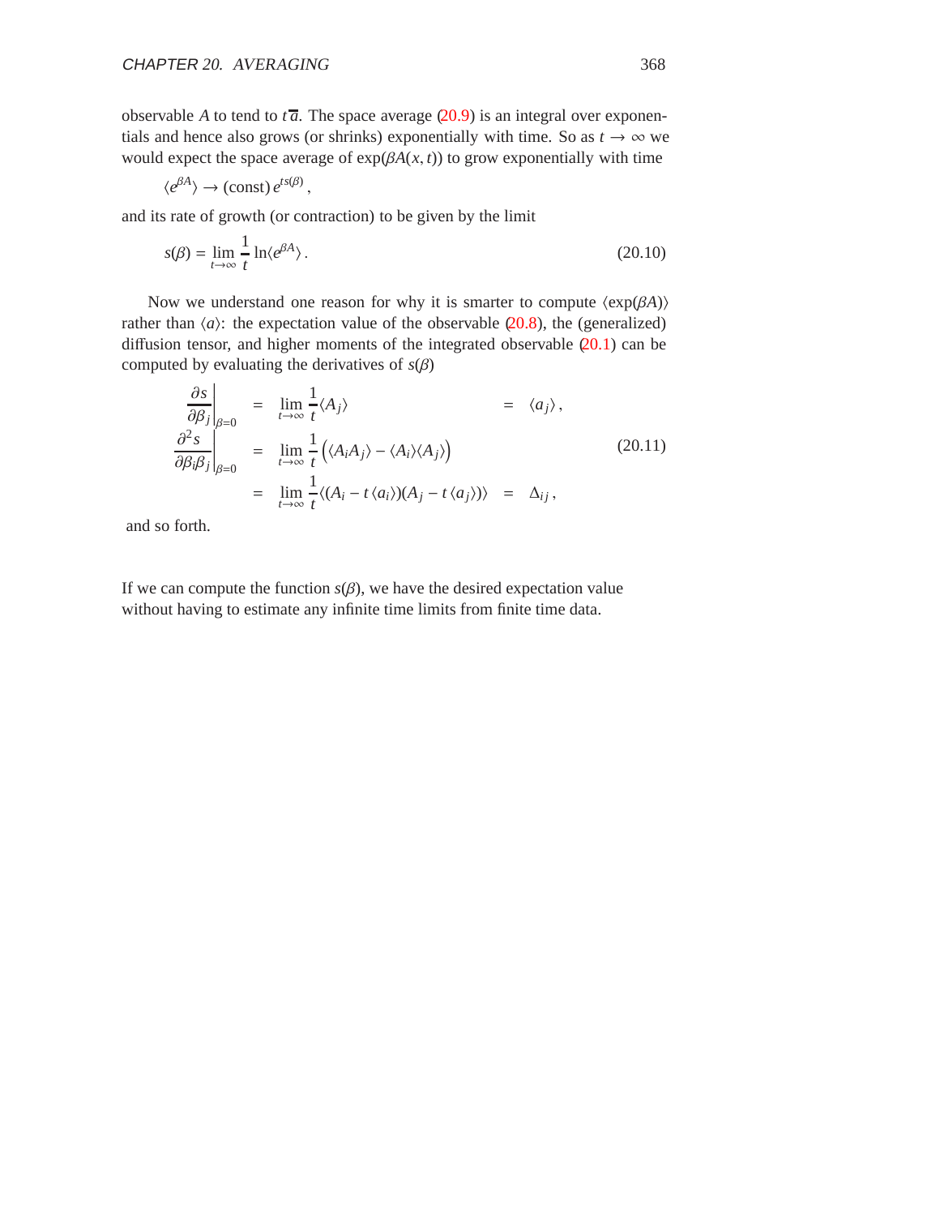observable $A$ to tend to $t\,\overline{a}$. The space average (20.9) is an integral over exponentials and hence also grows (or shrinks) exponentially with time. So as $t \to \infty$ we would expect the space average of $\exp(\beta A(x,t))$ to grow exponentially with time

$$\langle e^{\beta A} \rangle \to (\text{const})\, e^{t s(\beta)} \,,$$

and its rate of growth (or contraction) to be given by the limit

$$s(\beta) = \lim_{t\to\infty} \frac{1}{t} \ln\langle e^{\beta A} \rangle \,. \tag{20.10}$$

Now we understand one reason for why it is smarter to compute $\langle \exp(\beta A) \rangle$ rather than $\langle a \rangle$: the expectation value of the observable (20.8), the (generalized) diffusion tensor, and higher moments of the integrated observable (20.1) can be computed by evaluating the derivatives of $s(\beta)$

$$\begin{aligned}
\left.\frac{\partial s}{\partial \beta_j}\right|_{\beta=0} &= \lim_{t\to\infty} \frac{1}{t} \langle A_j \rangle &&= \langle a_j \rangle \,, \\
\left.\frac{\partial^2 s}{\partial \beta_i \beta_j}\right|_{\beta=0} &= \lim_{t\to\infty} \frac{1}{t} \Big( \langle A_i A_j \rangle - \langle A_i \rangle \langle A_j \rangle \Big) && \\
&= \lim_{t\to\infty} \frac{1}{t} \langle (A_i - t\,\langle a_i \rangle)(A_j - t\,\langle a_j \rangle) \rangle &&= \Delta_{ij} \,,
\end{aligned} \tag{20.11}$$

and so forth.

If we can compute the function $s(\beta)$, we have the desired expectation value without having to estimate any infinite time limits from finite time data.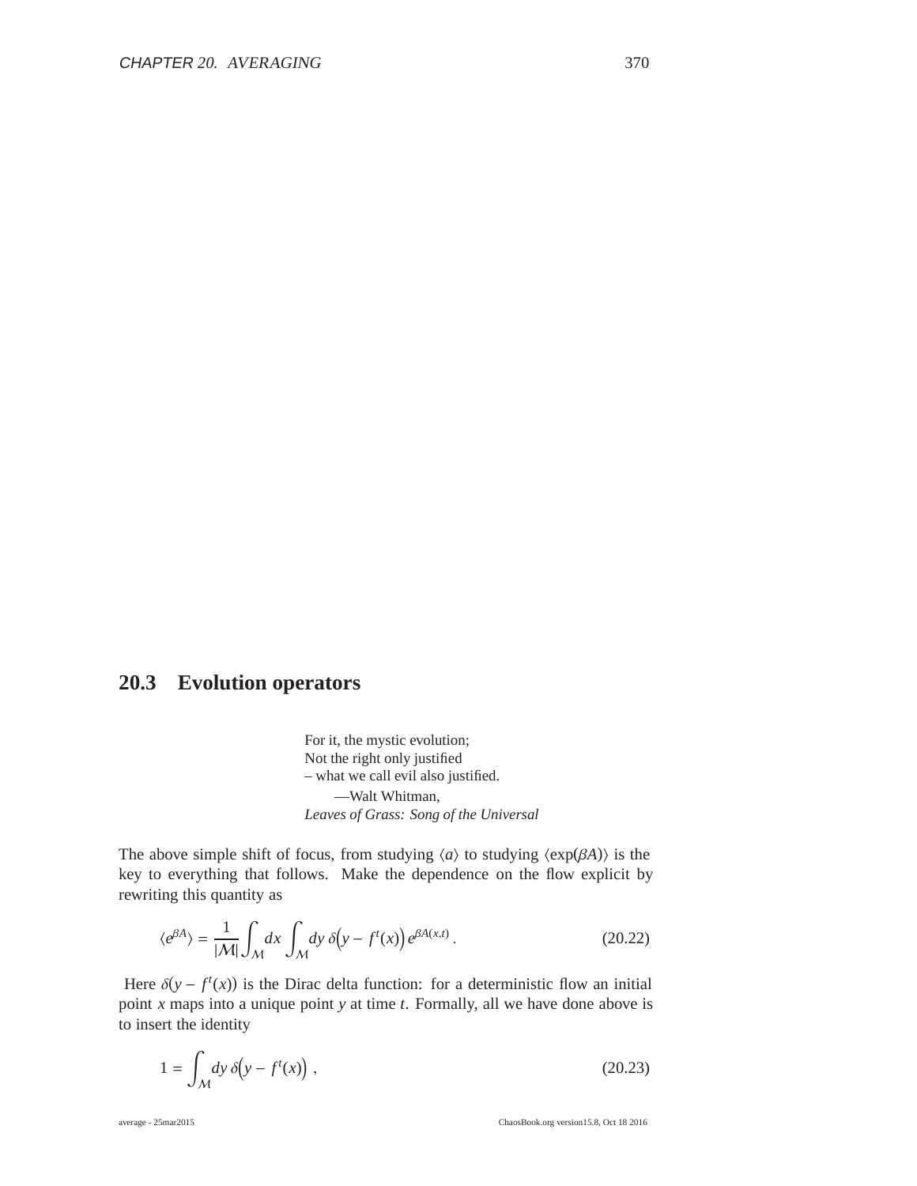## 20.3 Evolution operators

For it, the mystic evolution;
Not the right only justified
– what we call evil also justified.
—Walt Whitman,
*Leaves of Grass: Song of the Universal*

The above simple shift of focus, from studying $\langle a \rangle$ to studying $\langle \exp(\beta A) \rangle$ is the key to everything that follows. Make the dependence on the flow explicit by rewriting this quantity as

$$\langle e^{\beta A} \rangle = \frac{1}{|\mathcal{M}|} \int_{\mathcal{M}} dx \int_{\mathcal{M}} dy \, \delta\big(y - f^t(x)\big) \, e^{\beta A(x,t)} \, . \tag{20.22}$$

Here $\delta(y - f^t(x))$ is the Dirac delta function: for a deterministic flow an initial point $x$ maps into a unique point $y$ at time $t$. Formally, all we have done above is to insert the identity

$$1 = \int_{\mathcal{M}} dy \, \delta\big(y - f^t(x)\big) \, , \tag{20.23}$$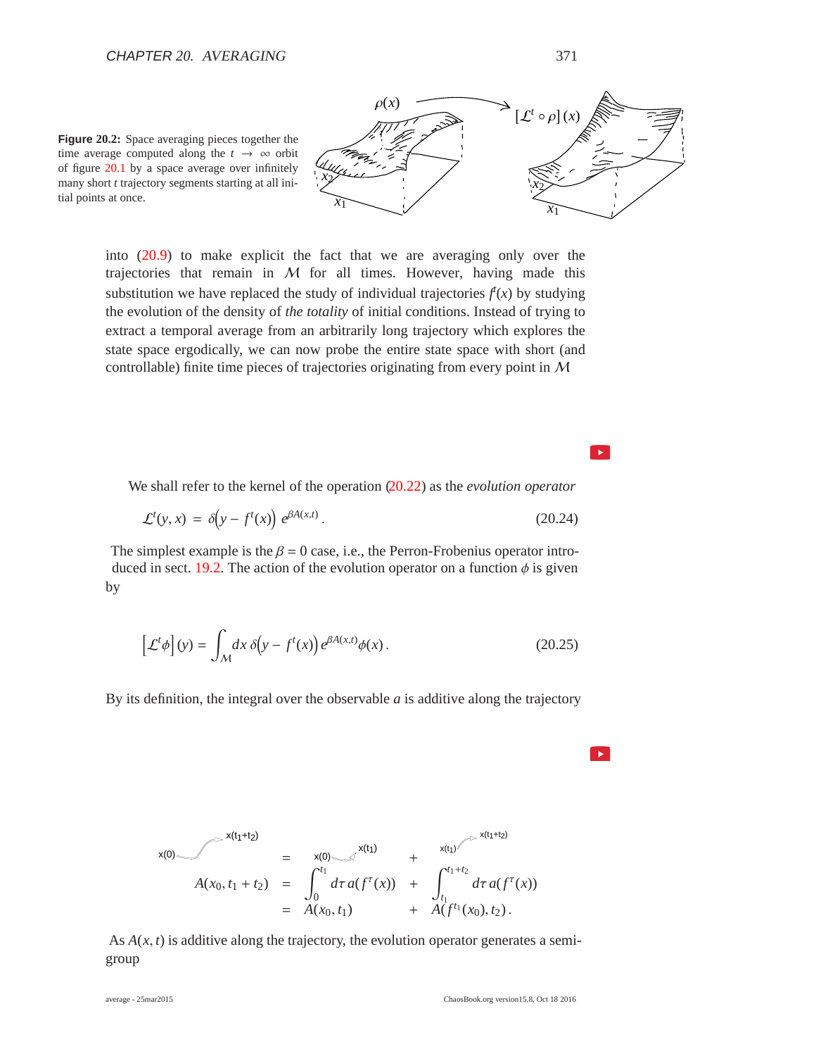**Figure 20.2:** Space averaging pieces together the time average computed along the $t \to \infty$ orbit of figure 20.1 by a space average over infinitely many short $t$ trajectory segments starting at all initial points at once.

into (20.9) to make explicit the fact that we are averaging only over the trajectories that remain in $\mathcal{M}$ for all times. However, having made this substitution we have replaced the study of individual trajectories $f^t(x)$ by studying the evolution of the density of *the totality* of initial conditions. Instead of trying to extract a temporal average from an arbitrarily long trajectory which explores the state space ergodically, we can now probe the entire state space with short (and controllable) finite time pieces of trajectories originating from every point in $\mathcal{M}$

We shall refer to the kernel of the operation (20.22) as the *evolution operator*

$$\mathcal{L}^t(y, x) = \delta\big(y - f^t(x)\big)\, e^{\beta A(x,t)}\,. \tag{20.24}$$

The simplest example is the $\beta = 0$ case, i.e., the Perron-Frobenius operator introduced in sect. 19.2. The action of the evolution operator on a function $\phi$ is given by

$$\left[\mathcal{L}^t \phi\right](y) = \int_{\mathcal{M}} dx\, \delta\big(y - f^t(x)\big)\, e^{\beta A(x,t)} \phi(x)\,. \tag{20.25}$$

By its definition, the integral over the observable $a$ is additive along the trajectory

$$\begin{aligned}
x(0) \to x(t_1+t_2) \quad &= \quad x(0) \to x(t_1) \quad + \quad x(t_1) \to x(t_1+t_2) \\
A(x_0, t_1 + t_2) \quad &= \int_0^{t_1} d\tau\, a(f^\tau(x)) + \int_{t_1}^{t_1+t_2} d\tau\, a(f^\tau(x)) \\
&= A(x_0, t_1) + A(f^{t_1}(x_0), t_2)\,.
\end{aligned}$$

As $A(x,t)$ is additive along the trajectory, the evolution operator generates a semigroup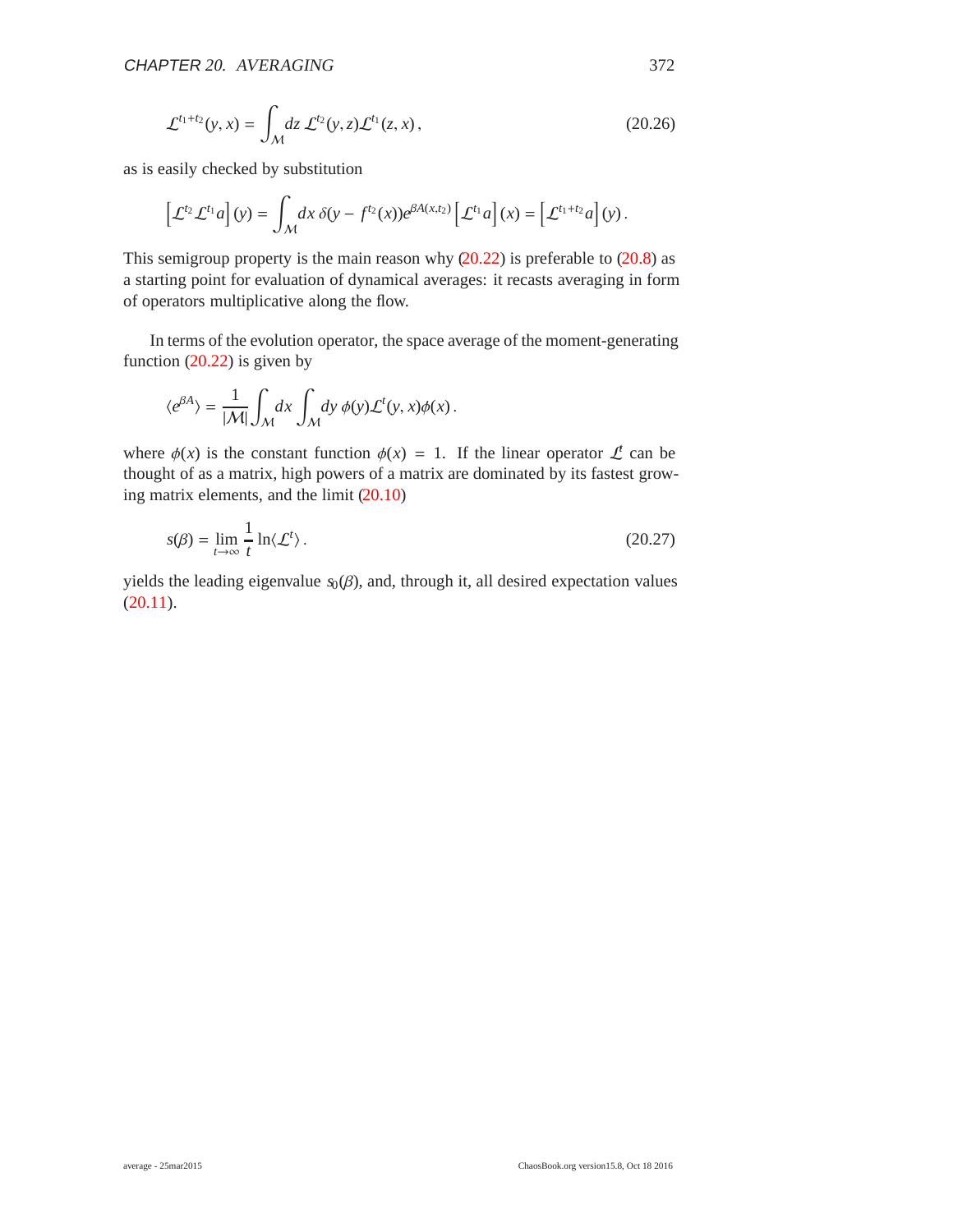$$\mathcal{L}^{t_1+t_2}(y,x) = \int_{\mathcal{M}} dz\, \mathcal{L}^{t_2}(y,z)\mathcal{L}^{t_1}(z,x)\,, \tag{20.26}$$

as is easily checked by substitution

$$\left[\mathcal{L}^{t_2}\mathcal{L}^{t_1}a\right](y) = \int_{\mathcal{M}} dx\, \delta(y - f^{t_2}(x))e^{\beta A(x,t_2)}\left[\mathcal{L}^{t_1}a\right](x) = \left[\mathcal{L}^{t_1+t_2}a\right](y)\,.$$

This semigroup property is the main reason why (20.22) is preferable to (20.8) as a starting point for evaluation of dynamical averages: it recasts averaging in form of operators multiplicative along the flow.

In terms of the evolution operator, the space average of the moment-generating function (20.22) is given by

$$\langle e^{\beta A}\rangle = \frac{1}{|\mathcal{M}|}\int_{\mathcal{M}} dx \int_{\mathcal{M}} dy\, \phi(y)\mathcal{L}^t(y,x)\phi(x)\,.$$

where $\phi(x)$ is the constant function $\phi(x) = 1$. If the linear operator $\mathcal{L}^t$ can be thought of as a matrix, high powers of a matrix are dominated by its fastest growing matrix elements, and the limit (20.10)

$$s(\beta) = \lim_{t\to\infty} \frac{1}{t} \ln\langle \mathcal{L}^t\rangle\,. \tag{20.27}$$

yields the leading eigenvalue $s_0(\beta)$, and, through it, all desired expectation values (20.11).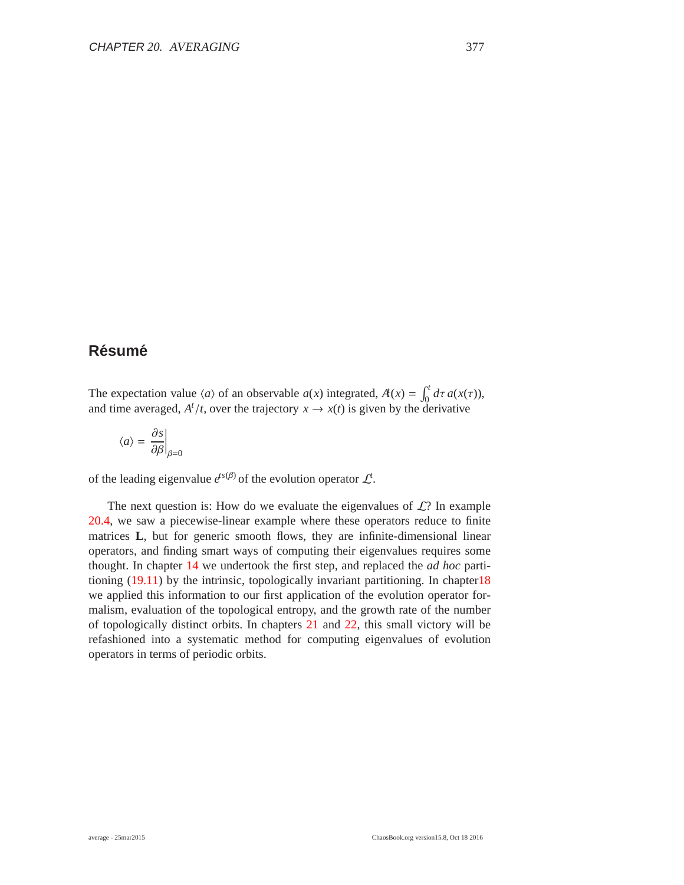## Résumé

The expectation value $\langle a \rangle$ of an observable $a(x)$ integrated, $A^t(x) = \int_0^t d\tau\, a(x(\tau))$, and time averaged, $A^t/t$, over the trajectory $x \to x(t)$ is given by the derivative

$$\langle a \rangle = \left.\frac{\partial s}{\partial \beta}\right|_{\beta=0}$$

of the leading eigenvalue $e^{ts(\beta)}$ of the evolution operator $\mathcal{L}^t$.

The next question is: How do we evaluate the eigenvalues of $\mathcal{L}$? In example 20.4, we saw a piecewise-linear example where these operators reduce to finite matrices $\mathbf{L}$, but for generic smooth flows, they are infinite-dimensional linear operators, and finding smart ways of computing their eigenvalues requires some thought. In chapter 14 we undertook the first step, and replaced the *ad hoc* partitioning (19.11) by the intrinsic, topologically invariant partitioning. In chapter18 we applied this information to our first application of the evolution operator formalism, evaluation of the topological entropy, and the growth rate of the number of topologically distinct orbits. In chapters 21 and 22, this small victory will be refashioned into a systematic method for computing eigenvalues of evolution operators in terms of periodic orbits.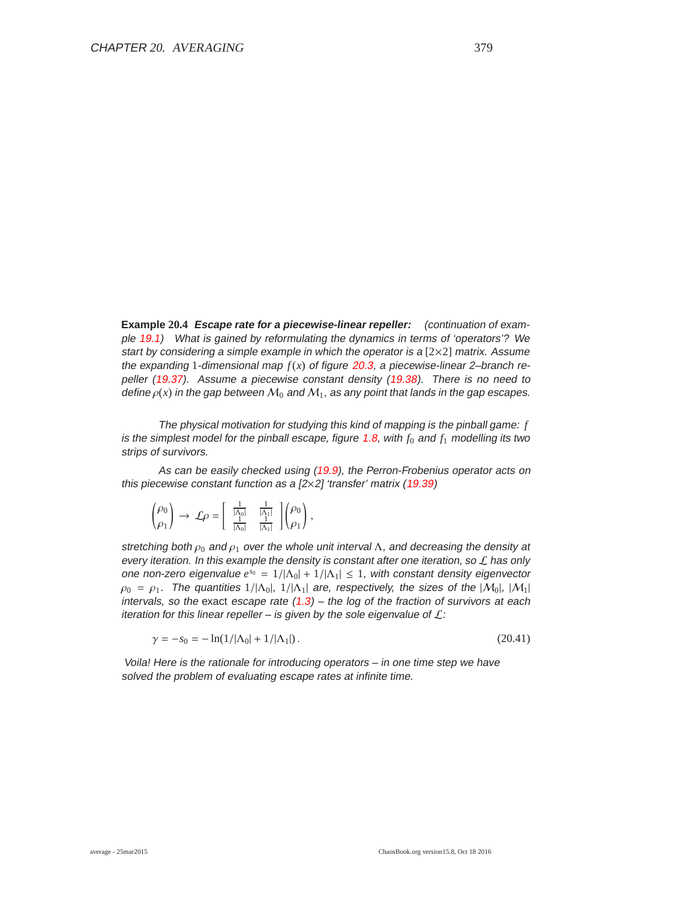**Example 20.4** ***Escape rate for a piecewise-linear repeller:*** *(continuation of example 19.1) What is gained by reformulating the dynamics in terms of 'operators'? We start by considering a simple example in which the operator is a $[2\times2]$ matrix. Assume the expanding 1-dimensional map $f(x)$ of figure 20.3, a piecewise-linear 2–branch repeller (19.37). Assume a piecewise constant density (19.38). There is no need to define $\rho(x)$ in the gap between $\mathcal{M}_0$ and $\mathcal{M}_1$, as any point that lands in the gap escapes.*

*The physical motivation for studying this kind of mapping is the pinball game: $f$ is the simplest model for the pinball escape, figure 1.8, with $f_0$ and $f_1$ modelling its two strips of survivors.*

*As can be easily checked using (19.9), the Perron-Frobenius operator acts on this piecewise constant function as a [2×2] 'transfer' matrix (19.39)*

$$\begin{pmatrix}\rho_0\\ \rho_1\end{pmatrix} \to \mathcal{L}\rho = \begin{bmatrix} \frac{1}{|\Lambda_0|} & \frac{1}{|\Lambda_1|} \\ \frac{1}{|\Lambda_0|} & \frac{1}{|\Lambda_1|} \end{bmatrix} \begin{pmatrix}\rho_0\\ \rho_1\end{pmatrix},$$

*stretching both $\rho_0$ and $\rho_1$ over the whole unit interval $\Lambda$, and decreasing the density at every iteration. In this example the density is constant after one iteration, so $\mathcal{L}$ has only one non-zero eigenvalue $e^{s_0} = 1/|\Lambda_0| + 1/|\Lambda_1| \leq 1$, with constant density eigenvector $\rho_0 = \rho_1$. The quantities $1/|\Lambda_0|$, $1/|\Lambda_1|$ are, respectively, the sizes of the $|\mathcal{M}_0|$, $|\mathcal{M}_1|$ intervals, so the* exact *escape rate (1.3) – the log of the fraction of survivors at each iteration for this linear repeller – is given by the sole eigenvalue of $\mathcal{L}$:*

$$\gamma = -s_0 = -\ln(1/|\Lambda_0| + 1/|\Lambda_1|)\,. \tag{20.41}$$

*Voila! Here is the rationale for introducing operators – in one time step we have solved the problem of evaluating escape rates at infinite time.*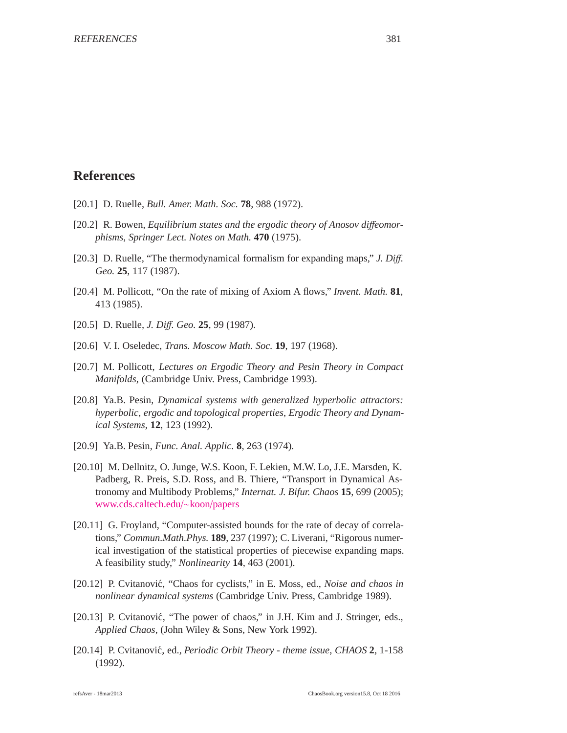## References

[20.1] D. Ruelle, *Bull. Amer. Math. Soc.* **78**, 988 (1972).

[20.2] R. Bowen, *Equilibrium states and the ergodic theory of Anosov diffeomorphisms*, *Springer Lect. Notes on Math.* **470** (1975).

[20.3] D. Ruelle, "The thermodynamical formalism for expanding maps," *J. Diff. Geo.* **25**, 117 (1987).

[20.4] M. Pollicott, "On the rate of mixing of Axiom A flows," *Invent. Math.* **81**, 413 (1985).

[20.5] D. Ruelle, *J. Diff. Geo.* **25**, 99 (1987).

[20.6] V. I. Oseledec, *Trans. Moscow Math. Soc.* **19**, 197 (1968).

[20.7] M. Pollicott, *Lectures on Ergodic Theory and Pesin Theory in Compact Manifolds*, (Cambridge Univ. Press, Cambridge 1993).

[20.8] Ya.B. Pesin, *Dynamical systems with generalized hyperbolic attractors: hyperbolic, ergodic and topological properties*, *Ergodic Theory and Dynamical Systems*, **12**, 123 (1992).

[20.9] Ya.B. Pesin, *Func. Anal. Applic.* **8**, 263 (1974).

[20.10] M. Dellnitz, O. Junge, W.S. Koon, F. Lekien, M.W. Lo, J.E. Marsden, K. Padberg, R. Preis, S.D. Ross, and B. Thiere, "Transport in Dynamical Astronomy and Multibody Problems," *Internat. J. Bifur. Chaos* **15**, 699 (2005); www.cds.caltech.edu/~koon/papers

[20.11] G. Froyland, "Computer-assisted bounds for the rate of decay of correlations," *Commun.Math.Phys.* **189**, 237 (1997); C. Liverani, "Rigorous numerical investigation of the statistical properties of piecewise expanding maps. A feasibility study," *Nonlinearity* **14**, 463 (2001).

[20.12] P. Cvitanović, "Chaos for cyclists," in E. Moss, ed., *Noise and chaos in nonlinear dynamical systems* (Cambridge Univ. Press, Cambridge 1989).

[20.13] P. Cvitanović, "The power of chaos," in J.H. Kim and J. Stringer, eds., *Applied Chaos*, (John Wiley & Sons, New York 1992).

[20.14] P. Cvitanović, ed., *Periodic Orbit Theory - theme issue*, *CHAOS* **2**, 1-158 (1992).